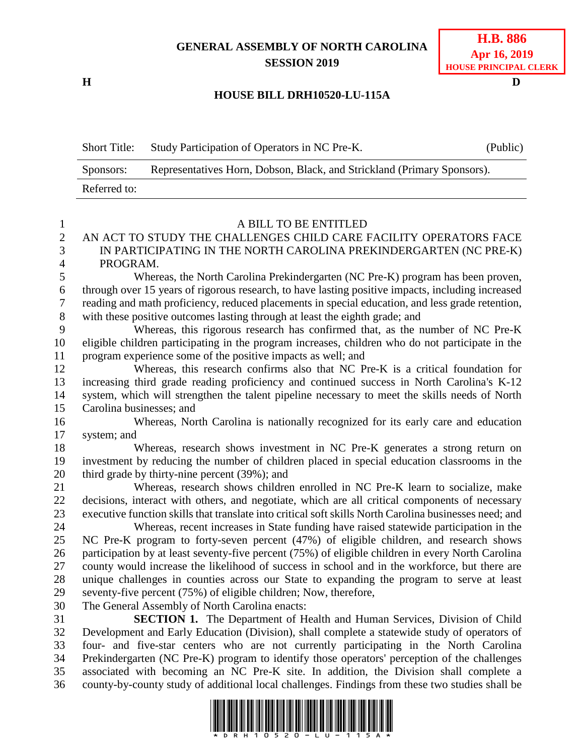**GENERAL ASSEMBLY OF NORTH CAROLINA**
**SESSION 2019**

**H.B. 886**
**Apr 16, 2019**
**HOUSE PRINCIPAL CLERK**

**H** **D**

**HOUSE BILL DRH10520-LU-115A**

| Short Title: | Study Participation of Operators in NC Pre-K. | (Public) |
|---|---|---|
| Sponsors: | Representatives Horn, Dobson, Black, and Strickland (Primary Sponsors). | |
| Referred to: | | |

A BILL TO BE ENTITLED

AN ACT TO STUDY THE CHALLENGES CHILD CARE FACILITY OPERATORS FACE IN PARTICIPATING IN THE NORTH CAROLINA PREKINDERGARTEN (NC PRE-K) PROGRAM.

Whereas, the North Carolina Prekindergarten (NC Pre-K) program has been proven, through over 15 years of rigorous research, to have lasting positive impacts, including increased reading and math proficiency, reduced placements in special education, and less grade retention, with these positive outcomes lasting through at least the eighth grade; and

Whereas, this rigorous research has confirmed that, as the number of NC Pre-K eligible children participating in the program increases, children who do not participate in the program experience some of the positive impacts as well; and

Whereas, this research confirms also that NC Pre-K is a critical foundation for increasing third grade reading proficiency and continued success in North Carolina's K-12 system, which will strengthen the talent pipeline necessary to meet the skills needs of North Carolina businesses; and

Whereas, North Carolina is nationally recognized for its early care and education system; and

Whereas, research shows investment in NC Pre-K generates a strong return on investment by reducing the number of children placed in special education classrooms in the third grade by thirty-nine percent (39%); and

Whereas, research shows children enrolled in NC Pre-K learn to socialize, make decisions, interact with others, and negotiate, which are all critical components of necessary executive function skills that translate into critical soft skills North Carolina businesses need; and

Whereas, recent increases in State funding have raised statewide participation in the NC Pre-K program to forty-seven percent (47%) of eligible children, and research shows participation by at least seventy-five percent (75%) of eligible children in every North Carolina county would increase the likelihood of success in school and in the workforce, but there are unique challenges in counties across our State to expanding the program to serve at least seventy-five percent (75%) of eligible children; Now, therefore,

The General Assembly of North Carolina enacts:

**SECTION 1.** The Department of Health and Human Services, Division of Child Development and Early Education (Division), shall complete a statewide study of operators of four- and five-star centers who are not currently participating in the North Carolina Prekindergarten (NC Pre-K) program to identify those operators' perception of the challenges associated with becoming an NC Pre-K site. In addition, the Division shall complete a county-by-county study of additional local challenges. Findings from these two studies shall be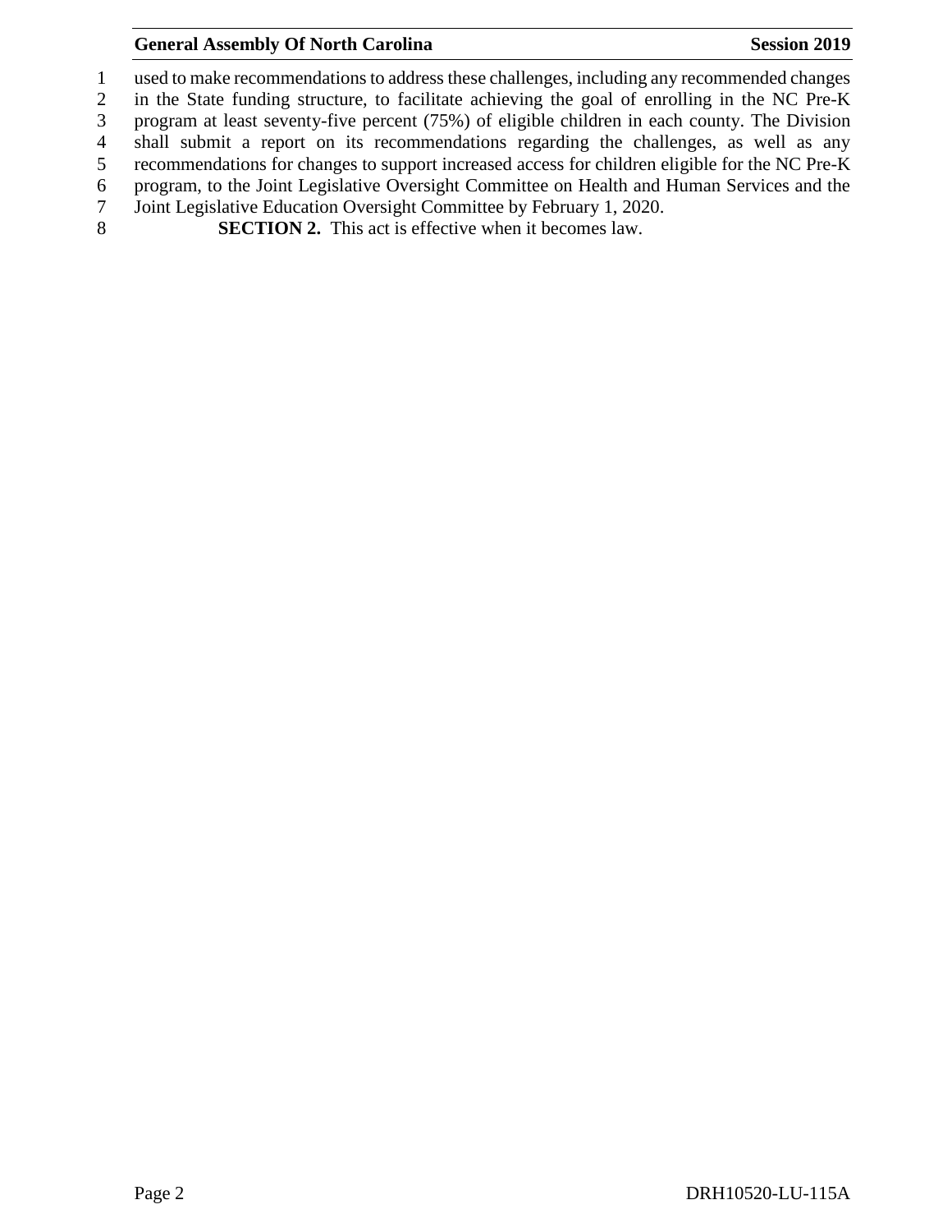used to make recommendations to address these challenges, including any recommended changes in the State funding structure, to facilitate achieving the goal of enrolling in the NC Pre-K program at least seventy-five percent (75%) of eligible children in each county. The Division shall submit a report on its recommendations regarding the challenges, as well as any recommendations for changes to support increased access for children eligible for the NC Pre-K program, to the Joint Legislative Oversight Committee on Health and Human Services and the Joint Legislative Education Oversight Committee by February 1, 2020.

**SECTION 2.** This act is effective when it becomes law.